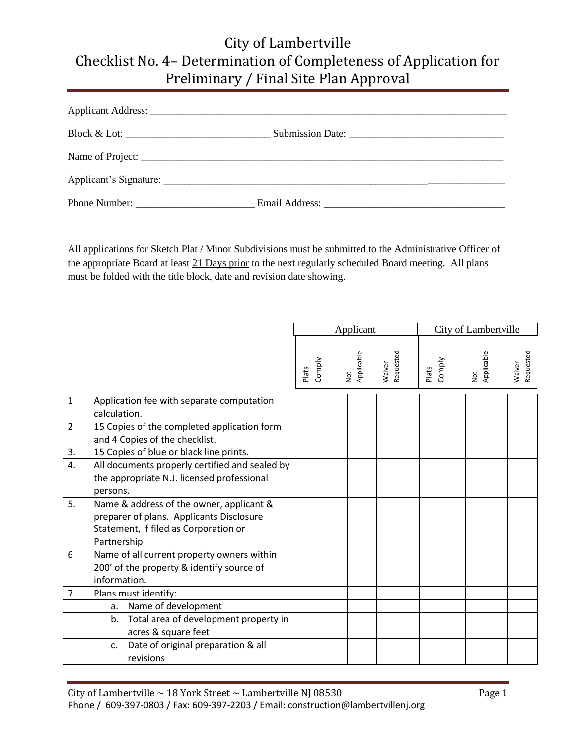# City of Lambertville
## Checklist No. 4– Determination of Completeness of Application for Preliminary / Final Site Plan Approval

Applicant Address: ___________________________________________________________________________

Block & Lot: ____________________________ Submission Date: ______________________________

Name of Project: ___________________________________________________________________________

Applicant's Signature: _______________________________________________________________________

Phone Number: _______________________ Email Address: ___________________________________

All applications for Sketch Plat / Minor Subdivisions must be submitted to the Administrative Officer of the appropriate Board at least 21 Days prior to the next regularly scheduled Board meeting. All plans must be folded with the title block, date and revision date showing.

| | | Applicant | | | City of Lambertville | | |
|---|---|---|---|---|---|---|---|
| | | Plats Comply | Not Applicable | Waiver Requested | Plats Comply | Not Applicable | Waiver Requested |
| 1 | Application fee with separate computation calculation. | | | | | | |
| 2 | 15 Copies of the completed application form and 4 Copies of the checklist. | | | | | | |
| 3. | 15 Copies of blue or black line prints. | | | | | | |
| 4. | All documents properly certified and sealed by the appropriate N.J. licensed professional persons. | | | | | | |
| 5. | Name & address of the owner, applicant & preparer of plans. Applicants Disclosure Statement, if filed as Corporation or Partnership | | | | | | |
| 6 | Name of all current property owners within 200' of the property & identify source of information. | | | | | | |
| 7 | Plans must identify: | | | | | | |
| | a. Name of development | | | | | | |
| | b. Total area of development property in acres & square feet | | | | | | |
| | c. Date of original preparation & all revisions | | | | | | |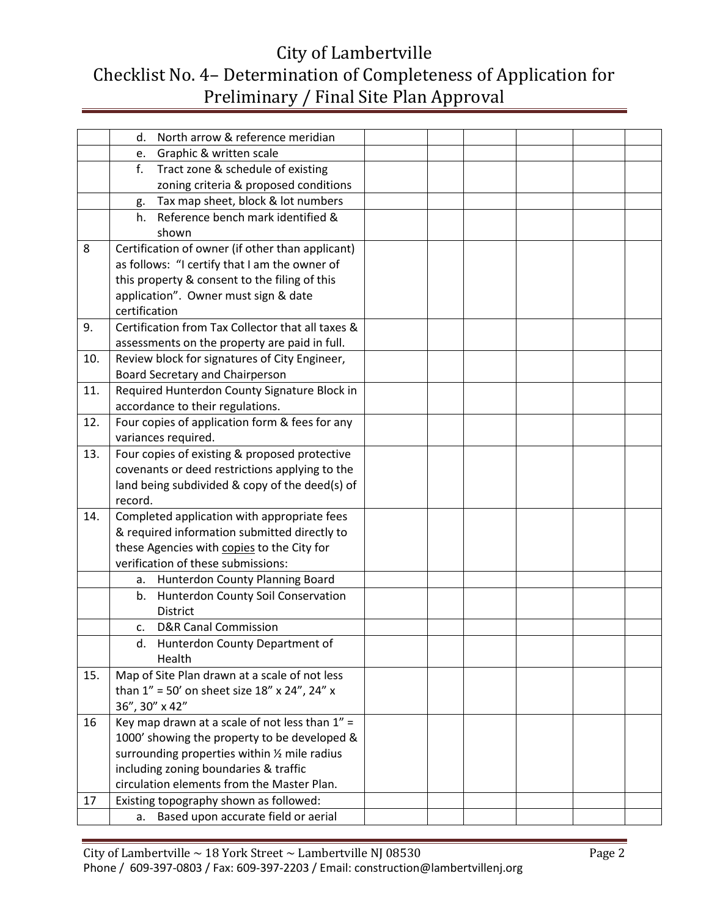# City of Lambertville
## Checklist No. 4– Determination of Completeness of Application for Preliminary / Final Site Plan Approval

| | | | | | | | |
|---|---|---|---|---|---|---|---|
| | d. North arrow & reference meridian | | | | | | |
| | e. Graphic & written scale | | | | | | |
| | f. Tract zone & schedule of existing zoning criteria & proposed conditions | | | | | | |
| | g. Tax map sheet, block & lot numbers | | | | | | |
| | h. Reference bench mark identified & shown | | | | | | |
| 8 | Certification of owner (if other than applicant) as follows: "I certify that I am the owner of this property & consent to the filing of this application". Owner must sign & date certification | | | | | | |
| 9. | Certification from Tax Collector that all taxes & assessments on the property are paid in full. | | | | | | |
| 10. | Review block for signatures of City Engineer, Board Secretary and Chairperson | | | | | | |
| 11. | Required Hunterdon County Signature Block in accordance to their regulations. | | | | | | |
| 12. | Four copies of application form & fees for any variances required. | | | | | | |
| 13. | Four copies of existing & proposed protective covenants or deed restrictions applying to the land being subdivided & copy of the deed(s) of record. | | | | | | |
| 14. | Completed application with appropriate fees & required information submitted directly to these Agencies with copies to the City for verification of these submissions: | | | | | | |
| | a. Hunterdon County Planning Board | | | | | | |
| | b. Hunterdon County Soil Conservation District | | | | | | |
| | c. D&R Canal Commission | | | | | | |
| | d. Hunterdon County Department of Health | | | | | | |
| 15. | Map of Site Plan drawn at a scale of not less than 1" = 50' on sheet size 18" x 24", 24" x 36", 30" x 42" | | | | | | |
| 16 | Key map drawn at a scale of not less than 1" = 1000' showing the property to be developed & surrounding properties within ½ mile radius including zoning boundaries & traffic circulation elements from the Master Plan. | | | | | | |
| 17 | Existing topography shown as followed: | | | | | | |
| | a. Based upon accurate field or aerial | | | | | | |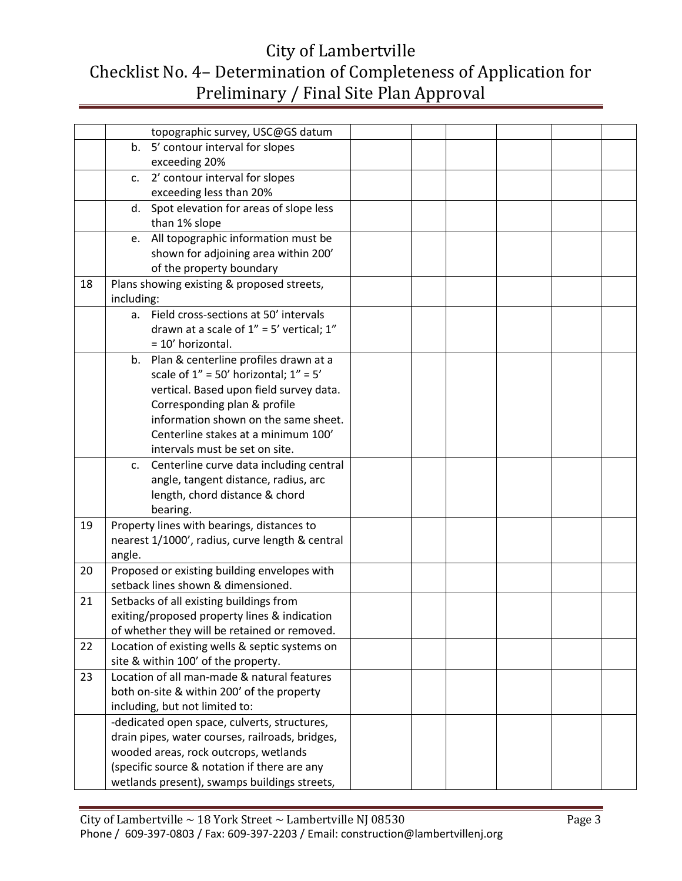# City of Lambertville
## Checklist No. 4– Determination of Completeness of Application for Preliminary / Final Site Plan Approval

| | | | | | | | |
|---|---|---|---|---|---|---|---|
| | topographic survey, USC@GS datum | | | | | | |
| | b. 5' contour interval for slopes exceeding 20% | | | | | | |
| | c. 2' contour interval for slopes exceeding less than 20% | | | | | | |
| | d. Spot elevation for areas of slope less than 1% slope | | | | | | |
| | e. All topographic information must be shown for adjoining area within 200' of the property boundary | | | | | | |
| 18 | Plans showing existing & proposed streets, including: | | | | | | |
| | a. Field cross-sections at 50' intervals drawn at a scale of 1" = 5' vertical; 1" = 10' horizontal. | | | | | | |
| | b. Plan & centerline profiles drawn at a scale of 1" = 50' horizontal; 1" = 5' vertical. Based upon field survey data. Corresponding plan & profile information shown on the same sheet. Centerline stakes at a minimum 100' intervals must be set on site. | | | | | | |
| | c. Centerline curve data including central angle, tangent distance, radius, arc length, chord distance & chord bearing. | | | | | | |
| 19 | Property lines with bearings, distances to nearest 1/1000', radius, curve length & central angle. | | | | | | |
| 20 | Proposed or existing building envelopes with setback lines shown & dimensioned. | | | | | | |
| 21 | Setbacks of all existing buildings from exiting/proposed property lines & indication of whether they will be retained or removed. | | | | | | |
| 22 | Location of existing wells & septic systems on site & within 100' of the property. | | | | | | |
| 23 | Location of all man-made & natural features both on-site & within 200' of the property including, but not limited to: | | | | | | |
| | -dedicated open space, culverts, structures, drain pipes, water courses, railroads, bridges, wooded areas, rock outcrops, wetlands (specific source & notation if there are any wetlands present), swamps buildings streets, | | | | | | |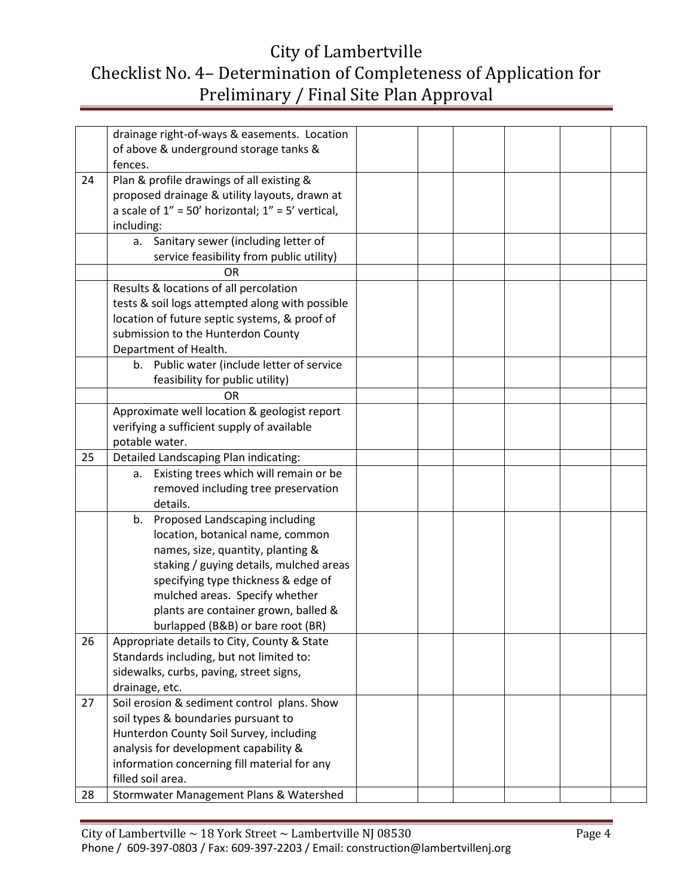# City of Lambertville
# Checklist No. 4– Determination of Completeness of Application for Preliminary / Final Site Plan Approval

| | | | | | | | |
|---|---|---|---|---|---|---|---|
| | drainage right-of-ways & easements. Location of above & underground storage tanks & fences. | | | | | | |
| 24 | Plan & profile drawings of all existing & proposed drainage & utility layouts, drawn at a scale of 1" = 50' horizontal; 1" = 5' vertical, including: | | | | | | |
| | a. Sanitary sewer (including letter of service feasibility from public utility) | | | | | | |
| | OR | | | | | | |
| | Results & locations of all percolation tests & soil logs attempted along with possible location of future septic systems, & proof of submission to the Hunterdon County Department of Health. | | | | | | |
| | b. Public water (include letter of service feasibility for public utility) | | | | | | |
| | OR | | | | | | |
| | Approximate well location & geologist report verifying a sufficient supply of available potable water. | | | | | | |
| 25 | Detailed Landscaping Plan indicating: | | | | | | |
| | a. Existing trees which will remain or be removed including tree preservation details. | | | | | | |
| | b. Proposed Landscaping including location, botanical name, common names, size, quantity, planting & staking / guying details, mulched areas specifying type thickness & edge of mulched areas. Specify whether plants are container grown, balled & burlapped (B&B) or bare root (BR) | | | | | | |
| 26 | Appropriate details to City, County & State Standards including, but not limited to: sidewalks, curbs, paving, street signs, drainage, etc. | | | | | | |
| 27 | Soil erosion & sediment control plans. Show soil types & boundaries pursuant to Hunterdon County Soil Survey, including analysis for development capability & information concerning fill material for any filled soil area. | | | | | | |
| 28 | Stormwater Management Plans & Watershed | | | | | | |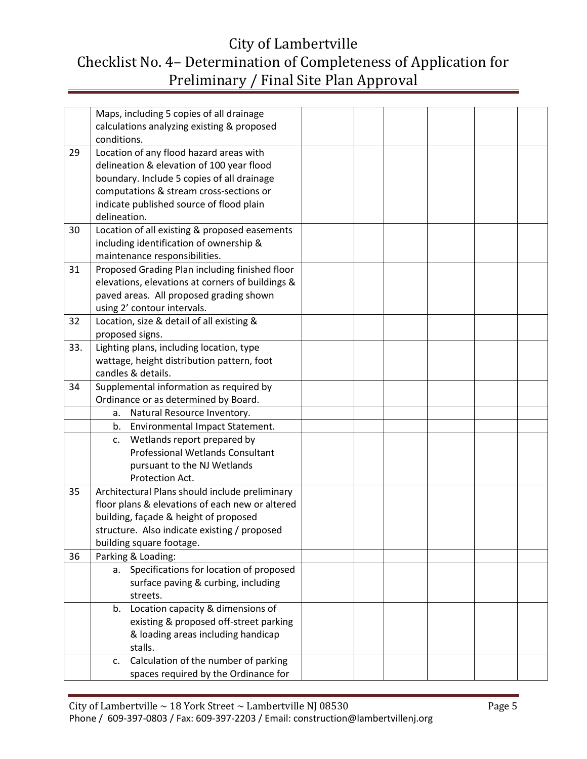# City of Lambertville
# Checklist No. 4– Determination of Completeness of Application for Preliminary / Final Site Plan Approval

| | | | | | | | |
|---|---|---|---|---|---|---|---|
| | Maps, including 5 copies of all drainage calculations analyzing existing & proposed conditions. | | | | | | |
| 29 | Location of any flood hazard areas with delineation & elevation of 100 year flood boundary. Include 5 copies of all drainage computations & stream cross-sections or indicate published source of flood plain delineation. | | | | | | |
| 30 | Location of all existing & proposed easements including identification of ownership & maintenance responsibilities. | | | | | | |
| 31 | Proposed Grading Plan including finished floor elevations, elevations at corners of buildings & paved areas. All proposed grading shown using 2' contour intervals. | | | | | | |
| 32 | Location, size & detail of all existing & proposed signs. | | | | | | |
| 33. | Lighting plans, including location, type wattage, height distribution pattern, foot candles & details. | | | | | | |
| 34 | Supplemental information as required by Ordinance or as determined by Board. | | | | | | |
| | a. Natural Resource Inventory. | | | | | | |
| | b. Environmental Impact Statement. | | | | | | |
| | c. Wetlands report prepared by Professional Wetlands Consultant pursuant to the NJ Wetlands Protection Act. | | | | | | |
| 35 | Architectural Plans should include preliminary floor plans & elevations of each new or altered building, façade & height of proposed structure. Also indicate existing / proposed building square footage. | | | | | | |
| 36 | Parking & Loading: | | | | | | |
| | a. Specifications for location of proposed surface paving & curbing, including streets. | | | | | | |
| | b. Location capacity & dimensions of existing & proposed off-street parking & loading areas including handicap stalls. | | | | | | |
| | c. Calculation of the number of parking spaces required by the Ordinance for | | | | | | |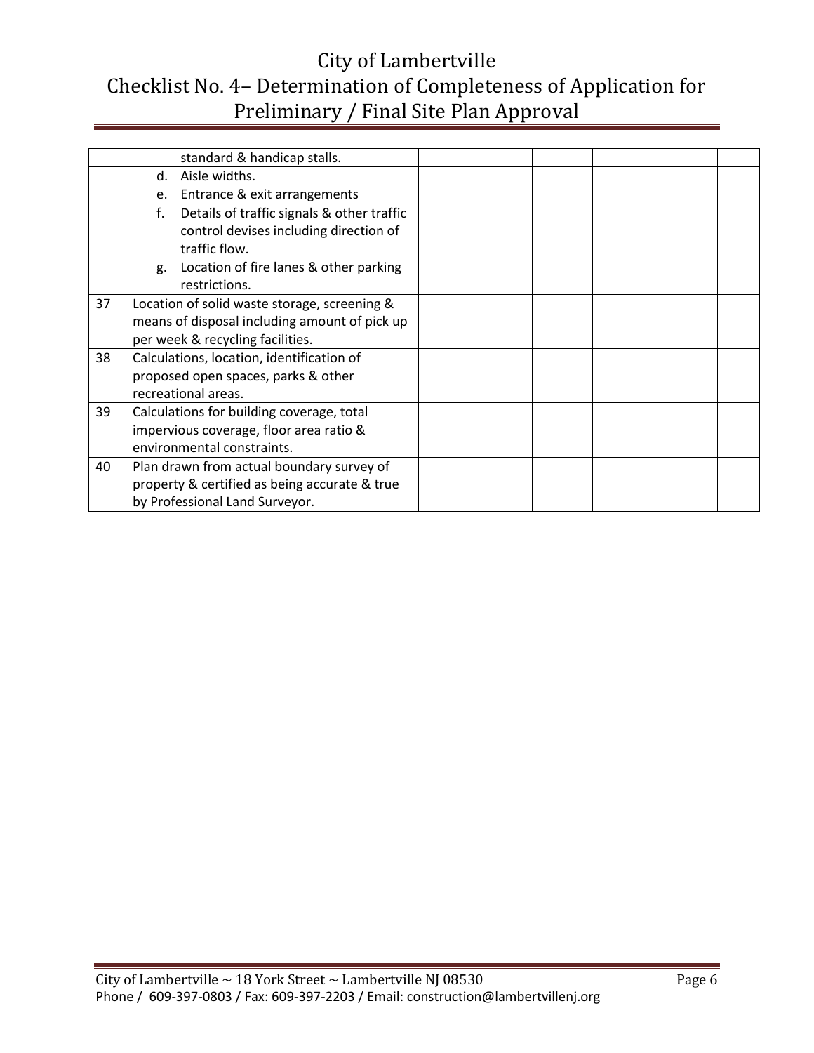| | | | | | | | |
|---|---|---|---|---|---|---|---|
| | standard & handicap stalls. | | | | | | |
| | d. Aisle widths. | | | | | | |
| | e. Entrance & exit arrangements | | | | | | |
| | f. Details of traffic signals & other traffic control devises including direction of traffic flow. | | | | | | |
| | g. Location of fire lanes & other parking restrictions. | | | | | | |
| 37 | Location of solid waste storage, screening & means of disposal including amount of pick up per week & recycling facilities. | | | | | | |
| 38 | Calculations, location, identification of proposed open spaces, parks & other recreational areas. | | | | | | |
| 39 | Calculations for building coverage, total impervious coverage, floor area ratio & environmental constraints. | | | | | | |
| 40 | Plan drawn from actual boundary survey of property & certified as being accurate & true by Professional Land Surveyor. | | | | | | |